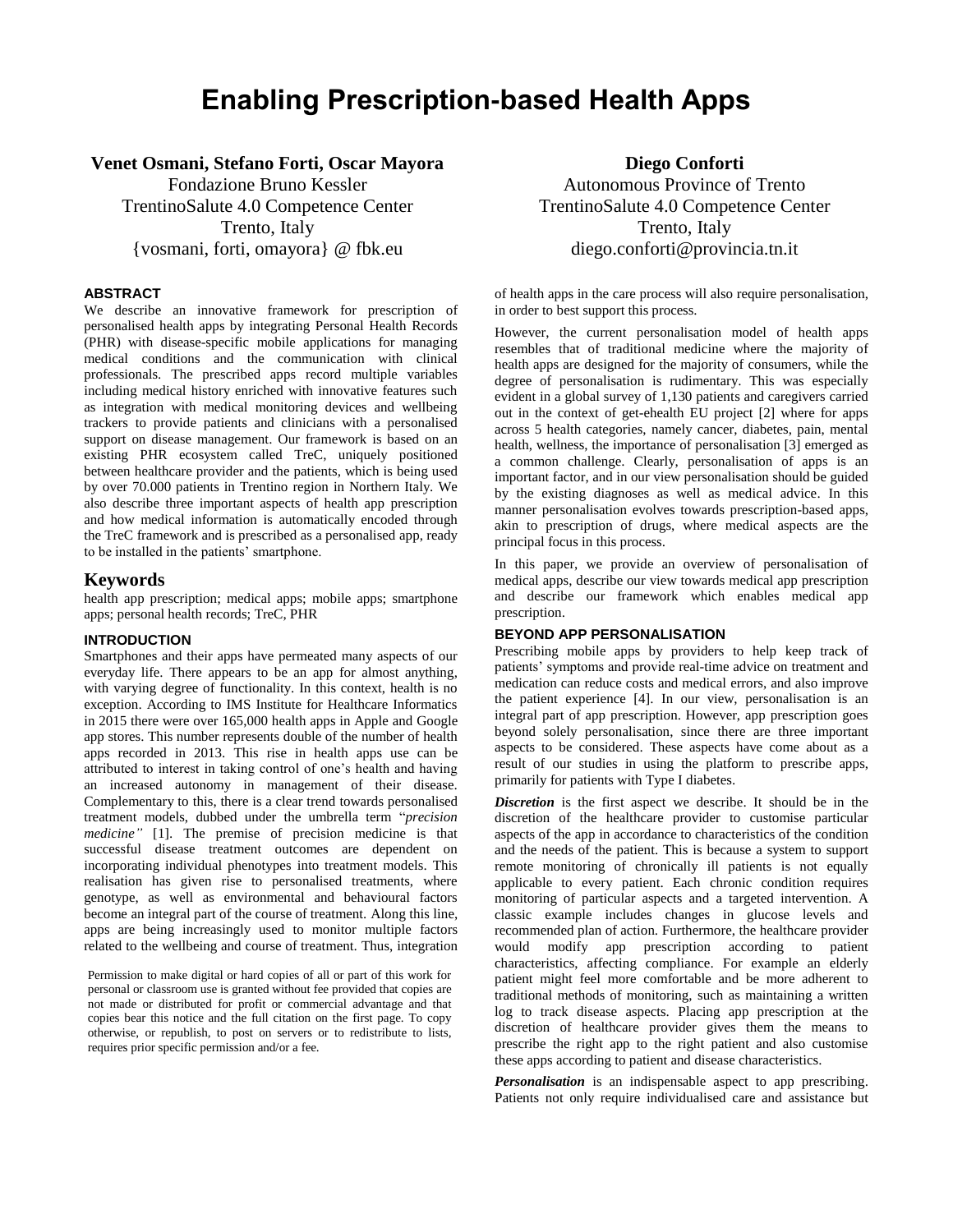# Enabling Prescription-based Health Apps

**Venet Osmani, Stefano Forti, Oscar Mayora**
Fondazione Bruno Kessler
TrentinoSalute 4.0 Competence Center
Trento, Italy
{vosmani, forti, omayora} @ fbk.eu

**Diego Conforti**
Autonomous Province of Trento
TrentinoSalute 4.0 Competence Center
Trento, Italy
diego.conforti@provincia.tn.it

## ABSTRACT

We describe an innovative framework for prescription of personalised health apps by integrating Personal Health Records (PHR) with disease-specific mobile applications for managing medical conditions and the communication with clinical professionals. The prescribed apps record multiple variables including medical history enriched with innovative features such as integration with medical monitoring devices and wellbeing trackers to provide patients and clinicians with a personalised support on disease management. Our framework is based on an existing PHR ecosystem called TreC, uniquely positioned between healthcare provider and the patients, which is being used by over 70.000 patients in Trentino region in Northern Italy. We also describe three important aspects of health app prescription and how medical information is automatically encoded through the TreC framework and is prescribed as a personalised app, ready to be installed in the patients' smartphone.

## Keywords

health app prescription; medical apps; mobile apps; smartphone apps; personal health records; TreC, PHR

## INTRODUCTION

Smartphones and their apps have permeated many aspects of our everyday life. There appears to be an app for almost anything, with varying degree of functionality. In this context, health is no exception. According to IMS Institute for Healthcare Informatics in 2015 there were over 165,000 health apps in Apple and Google app stores. This number represents double of the number of health apps recorded in 2013. This rise in health apps use can be attributed to interest in taking control of one's health and having an increased autonomy in management of their disease. Complementary to this, there is a clear trend towards personalised treatment models, dubbed under the umbrella term "*precision medicine"* [1]. The premise of precision medicine is that successful disease treatment outcomes are dependent on incorporating individual phenotypes into treatment models. This realisation has given rise to personalised treatments, where genotype, as well as environmental and behavioural factors become an integral part of the course of treatment. Along this line, apps are being increasingly used to monitor multiple factors related to the wellbeing and course of treatment. Thus, integration of health apps in the care process will also require personalisation, in order to best support this process.

Permission to make digital or hard copies of all or part of this work for personal or classroom use is granted without fee provided that copies are not made or distributed for profit or commercial advantage and that copies bear this notice and the full citation on the first page. To copy otherwise, or republish, to post on servers or to redistribute to lists, requires prior specific permission and/or a fee.

However, the current personalisation model of health apps resembles that of traditional medicine where the majority of health apps are designed for the majority of consumers, while the degree of personalisation is rudimentary. This was especially evident in a global survey of 1,130 patients and caregivers carried out in the context of get-ehealth EU project [2] where for apps across 5 health categories, namely cancer, diabetes, pain, mental health, wellness, the importance of personalisation [3] emerged as a common challenge. Clearly, personalisation of apps is an important factor, and in our view personalisation should be guided by the existing diagnoses as well as medical advice. In this manner personalisation evolves towards prescription-based apps, akin to prescription of drugs, where medical aspects are the principal focus in this process.

In this paper, we provide an overview of personalisation of medical apps, describe our view towards medical app prescription and describe our framework which enables medical app prescription.

## BEYOND APP PERSONALISATION

Prescribing mobile apps by providers to help keep track of patients' symptoms and provide real-time advice on treatment and medication can reduce costs and medical errors, and also improve the patient experience [4]. In our view, personalisation is an integral part of app prescription. However, app prescription goes beyond solely personalisation, since there are three important aspects to be considered. These aspects have come about as a result of our studies in using the platform to prescribe apps, primarily for patients with Type I diabetes.

***Discretion*** is the first aspect we describe. It should be in the discretion of the healthcare provider to customise particular aspects of the app in accordance to characteristics of the condition and the needs of the patient. This is because a system to support remote monitoring of chronically ill patients is not equally applicable to every patient. Each chronic condition requires monitoring of particular aspects and a targeted intervention. A classic example includes changes in glucose levels and recommended plan of action. Furthermore, the healthcare provider would modify app prescription according to patient characteristics, affecting compliance. For example an elderly patient might feel more comfortable and be more adherent to traditional methods of monitoring, such as maintaining a written log to track disease aspects. Placing app prescription at the discretion of healthcare provider gives them the means to prescribe the right app to the right patient and also customise these apps according to patient and disease characteristics.

***Personalisation*** is an indispensable aspect to app prescribing. Patients not only require individualised care and assistance but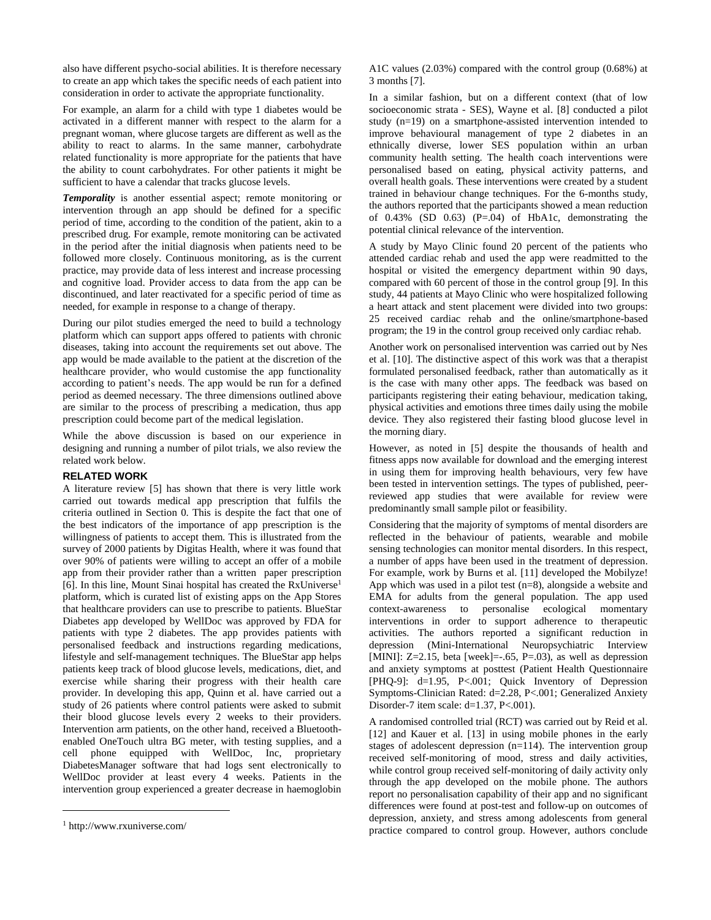also have different psycho-social abilities. It is therefore necessary to create an app which takes the specific needs of each patient into consideration in order to activate the appropriate functionality.

For example, an alarm for a child with type 1 diabetes would be activated in a different manner with respect to the alarm for a pregnant woman, where glucose targets are different as well as the ability to react to alarms. In the same manner, carbohydrate related functionality is more appropriate for the patients that have the ability to count carbohydrates. For other patients it might be sufficient to have a calendar that tracks glucose levels.

***Temporality*** is another essential aspect; remote monitoring or intervention through an app should be defined for a specific period of time, according to the condition of the patient, akin to a prescribed drug. For example, remote monitoring can be activated in the period after the initial diagnosis when patients need to be followed more closely. Continuous monitoring, as is the current practice, may provide data of less interest and increase processing and cognitive load. Provider access to data from the app can be discontinued, and later reactivated for a specific period of time as needed, for example in response to a change of therapy.

During our pilot studies emerged the need to build a technology platform which can support apps offered to patients with chronic diseases, taking into account the requirements set out above. The app would be made available to the patient at the discretion of the healthcare provider, who would customise the app functionality according to patient's needs. The app would be run for a defined period as deemed necessary. The three dimensions outlined above are similar to the process of prescribing a medication, thus app prescription could become part of the medical legislation.

While the above discussion is based on our experience in designing and running a number of pilot trials, we also review the related work below.

## RELATED WORK

A literature review [5] has shown that there is very little work carried out towards medical app prescription that fulfils the criteria outlined in Section 0. This is despite the fact that one of the best indicators of the importance of app prescription is the willingness of patients to accept them. This is illustrated from the survey of 2000 patients by Digitas Health, where it was found that over 90% of patients were willing to accept an offer of a mobile app from their provider rather than a written paper prescription [6]. In this line, Mount Sinai hospital has created the RxUniverse[1] platform, which is curated list of existing apps on the App Stores that healthcare providers can use to prescribe to patients. BlueStar Diabetes app developed by WellDoc was approved by FDA for patients with type 2 diabetes. The app provides patients with personalised feedback and instructions regarding medications, lifestyle and self-management techniques. The BlueStar app helps patients keep track of blood glucose levels, medications, diet, and exercise while sharing their progress with their health care provider. In developing this app, Quinn et al. have carried out a study of 26 patients where control patients were asked to submit their blood glucose levels every 2 weeks to their providers. Intervention arm patients, on the other hand, received a Bluetooth-enabled OneTouch ultra BG meter, with testing supplies, and a cell phone equipped with WellDoc, Inc, proprietary DiabetesManager software that had logs sent electronically to WellDoc provider at least every 4 weeks. Patients in the intervention group experienced a greater decrease in haemoglobin A1C values (2.03%) compared with the control group (0.68%) at 3 months [7].

In a similar fashion, but on a different context (that of low socioeconomic strata - SES), Wayne et al. [8] conducted a pilot study (n=19) on a smartphone-assisted intervention intended to improve behavioural management of type 2 diabetes in an ethnically diverse, lower SES population within an urban community health setting. The health coach interventions were personalised based on eating, physical activity patterns, and overall health goals. These interventions were created by a student trained in behaviour change techniques. For the 6-months study, the authors reported that the participants showed a mean reduction of 0.43% (SD 0.63) (P=.04) of HbA1c, demonstrating the potential clinical relevance of the intervention.

A study by Mayo Clinic found 20 percent of the patients who attended cardiac rehab and used the app were readmitted to the hospital or visited the emergency department within 90 days, compared with 60 percent of those in the control group [9]. In this study, 44 patients at Mayo Clinic who were hospitalized following a heart attack and stent placement were divided into two groups: 25 received cardiac rehab and the online/smartphone-based program; the 19 in the control group received only cardiac rehab.

Another work on personalised intervention was carried out by Nes et al. [10]. The distinctive aspect of this work was that a therapist formulated personalised feedback, rather than automatically as it is the case with many other apps. The feedback was based on participants registering their eating behaviour, medication taking, physical activities and emotions three times daily using the mobile device. They also registered their fasting blood glucose level in the morning diary.

However, as noted in [5] despite the thousands of health and fitness apps now available for download and the emerging interest in using them for improving health behaviours, very few have been tested in intervention settings. The types of published, peer-reviewed app studies that were available for review were predominantly small sample pilot or feasibility.

Considering that the majority of symptoms of mental disorders are reflected in the behaviour of patients, wearable and mobile sensing technologies can monitor mental disorders. In this respect, a number of apps have been used in the treatment of depression. For example, work by Burns et al. [11] developed the Mobilyze! App which was used in a pilot test (n=8), alongside a website and EMA for adults from the general population. The app used context-awareness to personalise ecological momentary interventions in order to support adherence to therapeutic activities. The authors reported a significant reduction in depression (Mini-International Neuropsychiatric Interview [MINI]: Z=2.15, beta [week]=-.65, P=.03), as well as depression and anxiety symptoms at posttest (Patient Health Questionnaire [PHQ-9]: d=1.95, P<.001; Quick Inventory of Depression Symptoms-Clinician Rated: d=2.28, P<.001; Generalized Anxiety Disorder-7 item scale: d=1.37, P<.001).

A randomised controlled trial (RCT) was carried out by Reid et al. [12] and Kauer et al. [13] in using mobile phones in the early stages of adolescent depression (n=114). The intervention group received self-monitoring of mood, stress and daily activities, while control group received self-monitoring of daily activity only through the app developed on the mobile phone. The authors report no personalisation capability of their app and no significant differences were found at post-test and follow-up on outcomes of depression, anxiety, and stress among adolescents from general practice compared to control group. However, authors conclude

[1] http://www.rxuniverse.com/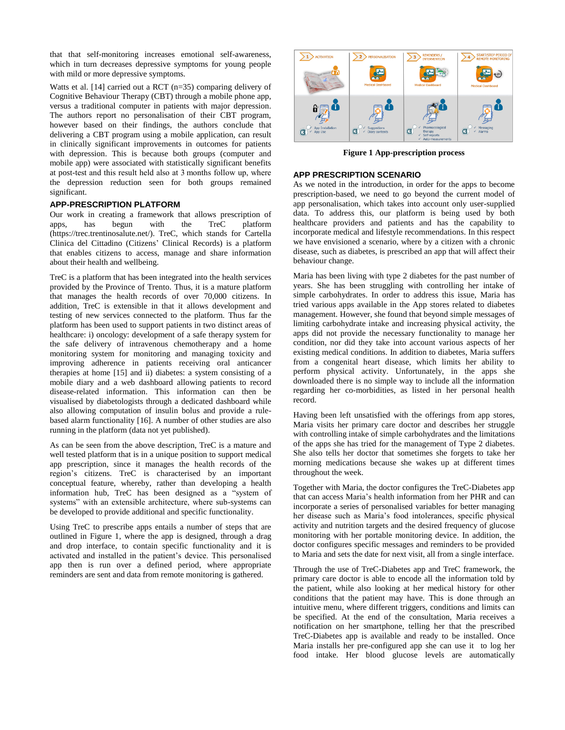that that self-monitoring increases emotional self-awareness, which in turn decreases depressive symptoms for young people with mild or more depressive symptoms.

Watts et al. [14] carried out a RCT (n=35) comparing delivery of Cognitive Behaviour Therapy (CBT) through a mobile phone app, versus a traditional computer in patients with major depression. The authors report no personalisation of their CBT program, however based on their findings, the authors conclude that delivering a CBT program using a mobile application, can result in clinically significant improvements in outcomes for patients with depression. This is because both groups (computer and mobile app) were associated with statistically significant benefits at post-test and this result held also at 3 months follow up, where the depression reduction seen for both groups remained significant.

## APP-PRESCRIPTION PLATFORM

Our work in creating a framework that allows prescription of apps, has begun with the TrеC platform (https://trec.trentinosalute.net/). TreC, which stands for Cartella Clinica del Cittadino (Citizens' Clinical Records) is a platform that enables citizens to access, manage and share information about their health and wellbeing.

TreC is a platform that has been integrated into the health services provided by the Province of Trento. Thus, it is a mature platform that manages the health records of over 70,000 citizens. In addition, TreC is extensible in that it allows development and testing of new services connected to the platform. Thus far the platform has been used to support patients in two distinct areas of healthcare: i) oncology: development of a safe therapy system for the safe delivery of intravenous chemotherapy and a home monitoring system for monitoring and managing toxicity and improving adherence in patients receiving oral anticancer therapies at home [15] and ii) diabetes: a system consisting of a mobile diary and a web dashboard allowing patients to record disease-related information. This information can then be visualised by diabetologists through a dedicated dashboard while also allowing computation of insulin bolus and provide a rule-based alarm functionality [16]. A number of other studies are also running in the platform (data not yet published).

As can be seen from the above description, TreC is a mature and well tested platform that is in a unique position to support medical app prescription, since it manages the health records of the region's citizens. TreC is characterised by an important conceptual feature, whereby, rather than developing a health information hub, TreC has been designed as a "system of systems" with an extensible architecture, where sub-systems can be developed to provide additional and specific functionality.

Using TreC to prescribe apps entails a number of steps that are outlined in Figure 1, where the app is designed, through a drag and drop interface, to contain specific functionality and it is activated and installed in the patient's device. This personalised app then is run over a defined period, where appropriate reminders are sent and data from remote monitoring is gathered.

1 ACTIVATION
2 PERSONALISATION
Medical Dashboard
3 REMINDERS / INTERVENTION
Medical Dashboard
4 START/STOP PERIOD OF REMOTE MONITORING
Medical Dashboard
App Installation
App Use
Suggestions
Diary contents
Pharmacological therapy
Self-reports
Auto-measurements
Messaging
Alarms

**Figure 1 App-prescription process**

## APP PRESCRIPTION SCENARIO

As we noted in the introduction, in order for the apps to become prescription-based, we need to go beyond the current model of app personalisation, which takes into account only user-supplied data. To address this, our platform is being used by both healthcare providers and patients and has the capability to incorporate medical and lifestyle recommendations. In this respect we have envisioned a scenario, where by a citizen with a chronic disease, such as diabetes, is prescribed an app that will affect their behaviour change.

Maria has been living with type 2 diabetes for the past number of years. She has been struggling with controlling her intake of simple carbohydrates. In order to address this issue, Maria has tried various apps available in the App stores related to diabetes management. However, she found that beyond simple messages of limiting carbohydrate intake and increasing physical activity, the apps did not provide the necessary functionality to manage her condition, nor did they take into account various aspects of her existing medical conditions. In addition to diabetes, Maria suffers from a congenital heart disease, which limits her ability to perform physical activity. Unfortunately, in the apps she downloaded there is no simple way to include all the information regarding her co-morbidities, as listed in her personal health record.

Having been left unsatisfied with the offerings from app stores, Maria visits her primary care doctor and describes her struggle with controlling intake of simple carbohydrates and the limitations of the apps she has tried for the management of Type 2 diabetes. She also tells her doctor that sometimes she forgets to take her morning medications because she wakes up at different times throughout the week.

Together with Maria, the doctor configures the TreC-Diabetes app that can access Maria's health information from her PHR and can incorporate a series of personalised variables for better managing her disease such as Maria's food intolerances, specific physical activity and nutrition targets and the desired frequency of glucose monitoring with her portable monitoring device. In addition, the doctor configures specific messages and reminders to be provided to Maria and sets the date for next visit, all from a single interface.

Through the use of TreC-Diabetes app and TreC framework, the primary care doctor is able to encode all the information told by the patient, while also looking at her medical history for other conditions that the patient may have. This is done through an intuitive menu, where different triggers, conditions and limits can be specified. At the end of the consultation, Maria receives a notification on her smartphone, telling her that the prescribed TreC-Diabetes app is available and ready to be installed. Once Maria installs her pre-configured app she can use it to log her food intake. Her blood glucose levels are automatically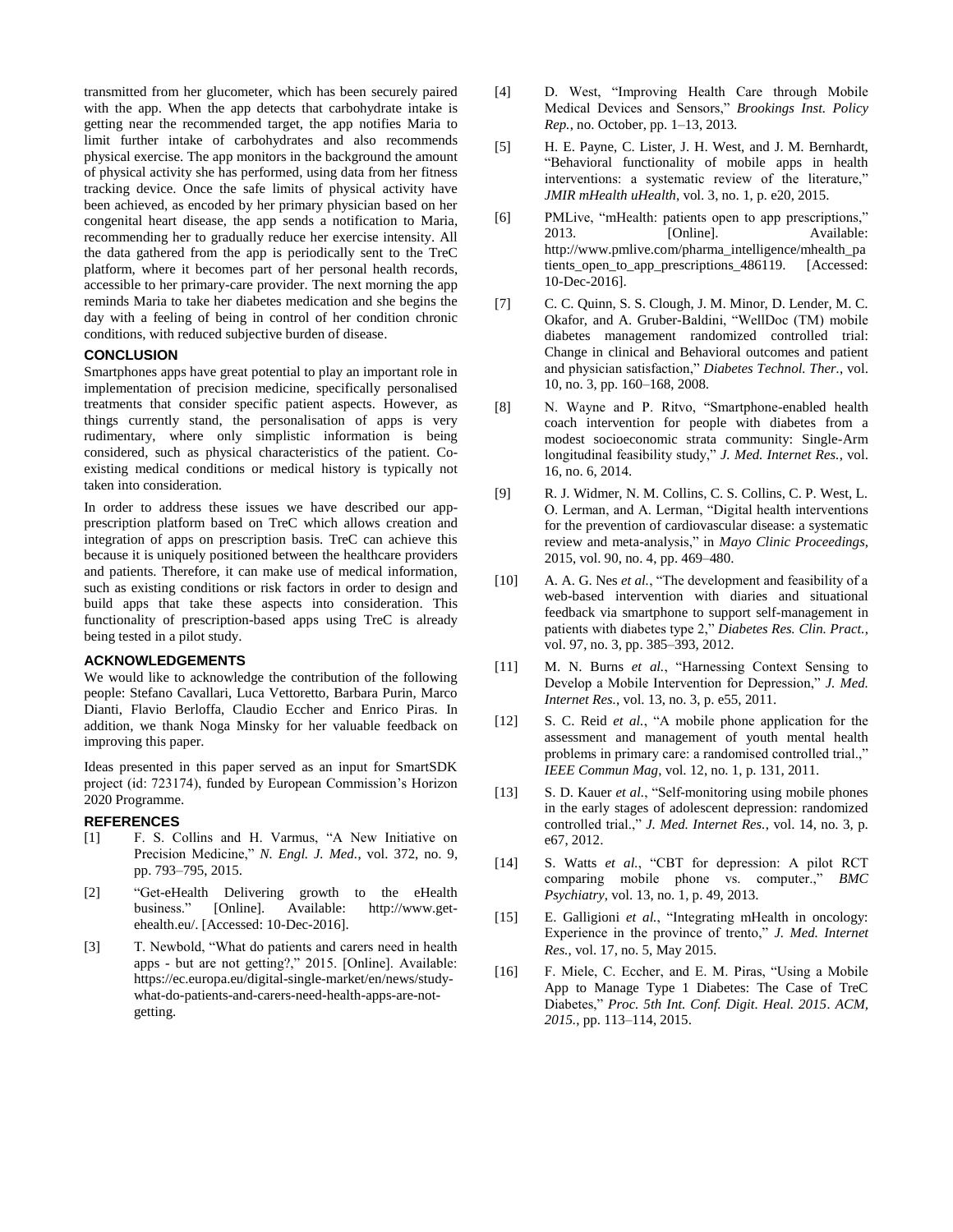transmitted from her glucometer, which has been securely paired with the app. When the app detects that carbohydrate intake is getting near the recommended target, the app notifies Maria to limit further intake of carbohydrates and also recommends physical exercise. The app monitors in the background the amount of physical activity she has performed, using data from her fitness tracking device. Once the safe limits of physical activity have been achieved, as encoded by her primary physician based on her congenital heart disease, the app sends a notification to Maria, recommending her to gradually reduce her exercise intensity. All the data gathered from the app is periodically sent to the TreC platform, where it becomes part of her personal health records, accessible to her primary-care provider. The next morning the app reminds Maria to take her diabetes medication and she begins the day with a feeling of being in control of her condition chronic conditions, with reduced subjective burden of disease.

## CONCLUSION

Smartphones apps have great potential to play an important role in implementation of precision medicine, specifically personalised treatments that consider specific patient aspects. However, as things currently stand, the personalisation of apps is very rudimentary, where only simplistic information is being considered, such as physical characteristics of the patient. Co-existing medical conditions or medical history is typically not taken into consideration.

In order to address these issues we have described our app-prescription platform based on TreC which allows creation and integration of apps on prescription basis. TreC can achieve this because it is uniquely positioned between the healthcare providers and patients. Therefore, it can make use of medical information, such as existing conditions or risk factors in order to design and build apps that take these aspects into consideration. This functionality of prescription-based apps using TreC is already being tested in a pilot study.

## ACKNOWLEDGEMENTS

We would like to acknowledge the contribution of the following people: Stefano Cavallari, Luca Vettoretto, Barbara Purin, Marco Dianti, Flavio Berloffa, Claudio Eccher and Enrico Piras. In addition, we thank Noga Minsky for her valuable feedback on improving this paper.

Ideas presented in this paper served as an input for SmartSDK project (id: 723174), funded by European Commission's Horizon 2020 Programme.

## REFERENCES

[1] F. S. Collins and H. Varmus, "A New Initiative on Precision Medicine," *N. Engl. J. Med.*, vol. 372, no. 9, pp. 793–795, 2015.

[2] "Get-eHealth Delivering growth to the eHealth business." [Online]. Available: http://www.get-ehealth.eu/. [Accessed: 10-Dec-2016].

[3] T. Newbold, "What do patients and carers need in health apps - but are not getting?," 2015. [Online]. Available: https://ec.europa.eu/digital-single-market/en/news/study-what-do-patients-and-carers-need-health-apps-are-not-getting.

[4] D. West, "Improving Health Care through Mobile Medical Devices and Sensors," *Brookings Inst. Policy Rep.*, no. October, pp. 1–13, 2013.

[5] H. E. Payne, C. Lister, J. H. West, and J. M. Bernhardt, "Behavioral functionality of mobile apps in health interventions: a systematic review of the literature," *JMIR mHealth uHealth*, vol. 3, no. 1, p. e20, 2015.

[6] PMLive, "mHealth: patients open to app prescriptions," 2013. [Online]. Available: http://www.pmlive.com/pharma_intelligence/mhealth_patients_open_to_app_prescriptions_486119. [Accessed: 10-Dec-2016].

[7] C. C. Quinn, S. S. Clough, J. M. Minor, D. Lender, M. C. Okafor, and A. Gruber-Baldini, "WellDoc (TM) mobile diabetes management randomized controlled trial: Change in clinical and Behavioral outcomes and patient and physician satisfaction," *Diabetes Technol. Ther.*, vol. 10, no. 3, pp. 160–168, 2008.

[8] N. Wayne and P. Ritvo, "Smartphone-enabled health coach intervention for people with diabetes from a modest socioeconomic strata community: Single-Arm longitudinal feasibility study," *J. Med. Internet Res.*, vol. 16, no. 6, 2014.

[9] R. J. Widmer, N. M. Collins, C. S. Collins, C. P. West, L. O. Lerman, and A. Lerman, "Digital health interventions for the prevention of cardiovascular disease: a systematic review and meta-analysis," in *Mayo Clinic Proceedings*, 2015, vol. 90, no. 4, pp. 469–480.

[10] A. A. G. Nes *et al.*, "The development and feasibility of a web-based intervention with diaries and situational feedback via smartphone to support self-management in patients with diabetes type 2," *Diabetes Res. Clin. Pract.*, vol. 97, no. 3, pp. 385–393, 2012.

[11] M. N. Burns *et al.*, "Harnessing Context Sensing to Develop a Mobile Intervention for Depression," *J. Med. Internet Res.*, vol. 13, no. 3, p. e55, 2011.

[12] S. C. Reid *et al.*, "A mobile phone application for the assessment and management of youth mental health problems in primary care: a randomised controlled trial.," *IEEE Commun Mag*, vol. 12, no. 1, p. 131, 2011.

[13] S. D. Kauer *et al.*, "Self-monitoring using mobile phones in the early stages of adolescent depression: randomized controlled trial.," *J. Med. Internet Res.*, vol. 14, no. 3, p. e67, 2012.

[14] S. Watts *et al.*, "CBT for depression: A pilot RCT comparing mobile phone vs. computer.," *BMC Psychiatry*, vol. 13, no. 1, p. 49, 2013.

[15] E. Galligioni *et al.*, "Integrating mHealth in oncology: Experience in the province of trento," *J. Med. Internet Res.*, vol. 17, no. 5, May 2015.

[16] F. Miele, C. Eccher, and E. M. Piras, "Using a Mobile App to Manage Type 1 Diabetes: The Case of TreC Diabetes," *Proc. 5th Int. Conf. Digit. Heal. 2015. ACM, 2015.*, pp. 113–114, 2015.